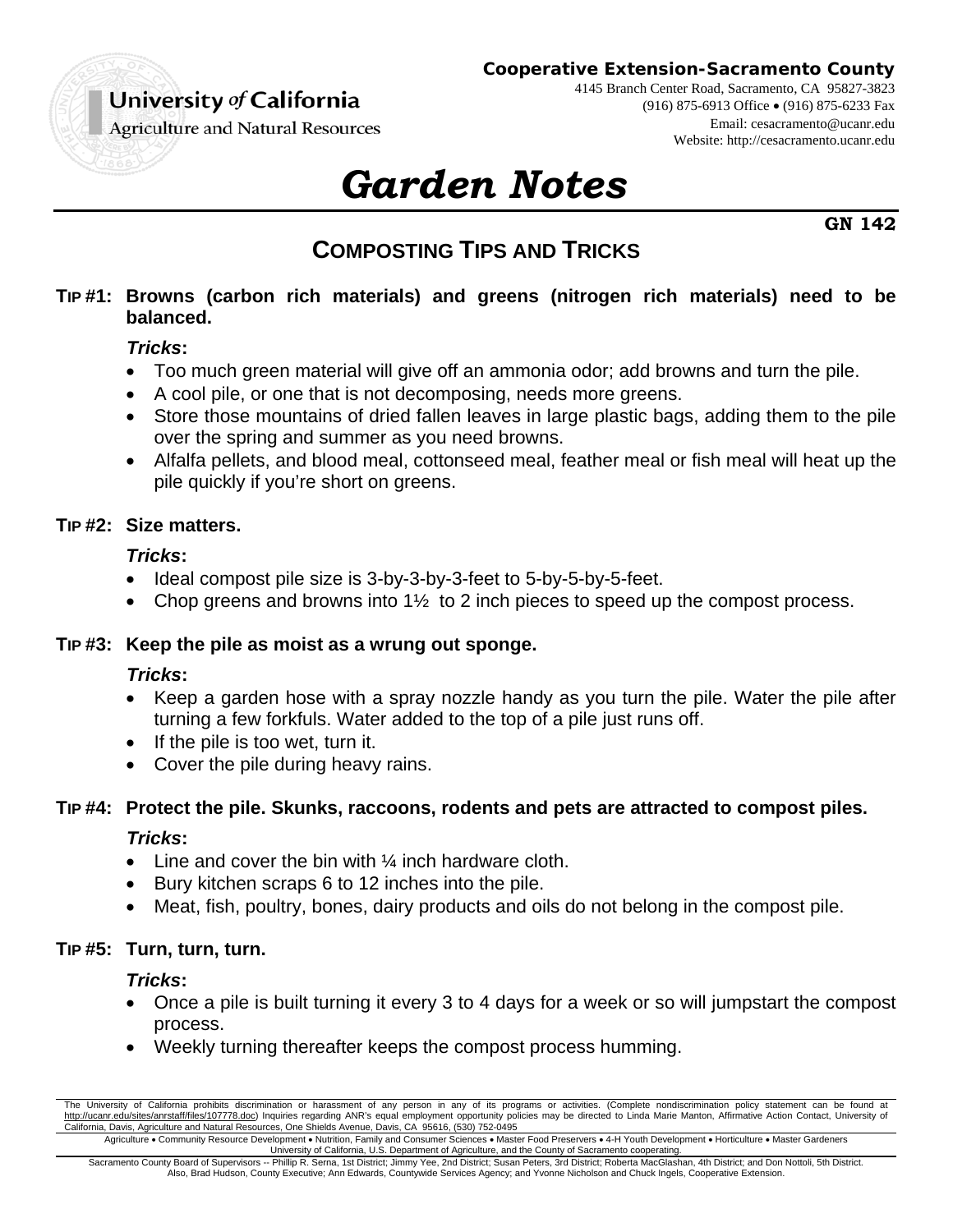University of California
Agriculture and Natural Resources

**Cooperative Extension-Sacramento County**
4145 Branch Center Road, Sacramento, CA 95827-3823
(916) 875-6913 Office • (916) 875-6233 Fax
Email: cesacramento@ucanr.edu
Website: http://cesacramento.ucanr.edu

# *Garden Notes*

**GN 142**

## COMPOSTING TIPS AND TRICKS

**TIP #1: Browns (carbon rich materials) and greens (nitrogen rich materials) need to be balanced.**

***Tricks*:**

- Too much green material will give off an ammonia odor; add browns and turn the pile.
- A cool pile, or one that is not decomposing, needs more greens.
- Store those mountains of dried fallen leaves in large plastic bags, adding them to the pile over the spring and summer as you need browns.
- Alfalfa pellets, and blood meal, cottonseed meal, feather meal or fish meal will heat up the pile quickly if you're short on greens.

**TIP #2: Size matters.**

***Tricks*:**

- Ideal compost pile size is 3-by-3-by-3-feet to 5-by-5-by-5-feet.
- Chop greens and browns into 1½ to 2 inch pieces to speed up the compost process.

**TIP #3: Keep the pile as moist as a wrung out sponge.**

***Tricks*:**

- Keep a garden hose with a spray nozzle handy as you turn the pile. Water the pile after turning a few forkfuls. Water added to the top of a pile just runs off.
- If the pile is too wet, turn it.
- Cover the pile during heavy rains.

**TIP #4: Protect the pile. Skunks, raccoons, rodents and pets are attracted to compost piles.**

***Tricks*:**

- Line and cover the bin with ¼ inch hardware cloth.
- Bury kitchen scraps 6 to 12 inches into the pile.
- Meat, fish, poultry, bones, dairy products and oils do not belong in the compost pile.

**TIP #5: Turn, turn, turn.**

***Tricks*:**

- Once a pile is built turning it every 3 to 4 days for a week or so will jumpstart the compost process.
- Weekly turning thereafter keeps the compost process humming.

The University of California prohibits discrimination or harassment of any person in any of its programs or activities. (Complete nondiscrimination policy statement can be found at http://ucanr.edu/sites/anrstaff/files/107778.doc) Inquiries regarding ANR's equal employment opportunity policies may be directed to Linda Marie Manton, Affirmative Action Contact, University of California, Davis, Agriculture and Natural Resources, One Shields Avenue, Davis, CA 95616, (530) 752-0495

Agriculture • Community Resource Development • Nutrition, Family and Consumer Sciences • Master Food Preservers • 4-H Youth Development • Horticulture • Master Gardeners
University of California, U.S. Department of Agriculture, and the County of Sacramento cooperating.

Sacramento County Board of Supervisors -- Phillip R. Serna, 1st District; Jimmy Yee, 2nd District; Susan Peters, 3rd District; Roberta MacGlashan, 4th District; and Don Nottoli, 5th District.
Also, Brad Hudson, County Executive; Ann Edwards, Countywide Services Agency; and Yvonne Nicholson and Chuck Ingels, Cooperative Extension.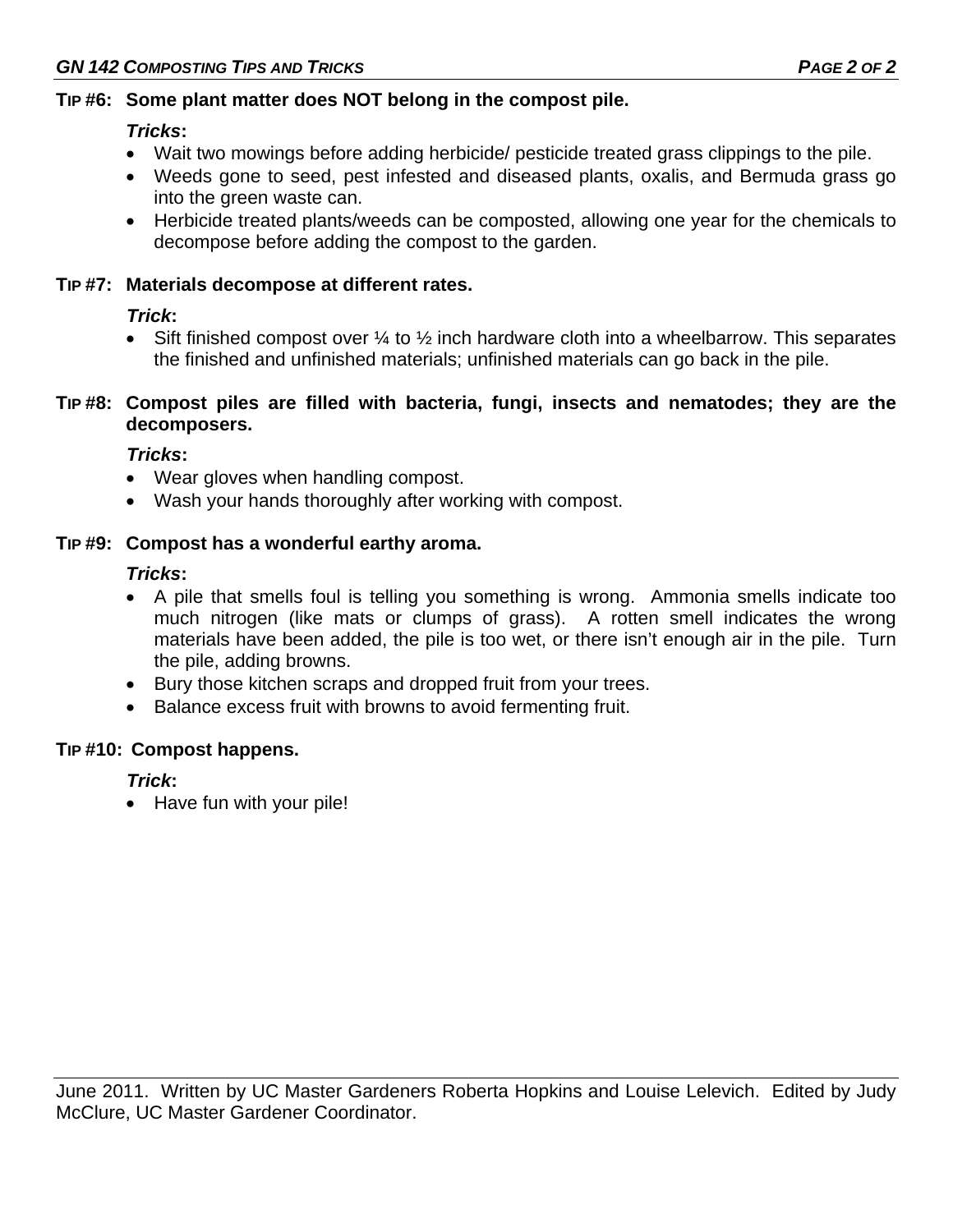**TIP #6: Some plant matter does NOT belong in the compost pile.**

***Tricks*:**

- Wait two mowings before adding herbicide/ pesticide treated grass clippings to the pile.
- Weeds gone to seed, pest infested and diseased plants, oxalis, and Bermuda grass go into the green waste can.
- Herbicide treated plants/weeds can be composted, allowing one year for the chemicals to decompose before adding the compost to the garden.

**TIP #7: Materials decompose at different rates.**

***Trick*:**

- Sift finished compost over ¼ to ½ inch hardware cloth into a wheelbarrow. This separates the finished and unfinished materials; unfinished materials can go back in the pile.

**TIP #8: Compost piles are filled with bacteria, fungi, insects and nematodes; they are the decomposers.**

***Tricks*:**

- Wear gloves when handling compost.
- Wash your hands thoroughly after working with compost.

**TIP #9: Compost has a wonderful earthy aroma.**

***Tricks*:**

- A pile that smells foul is telling you something is wrong. Ammonia smells indicate too much nitrogen (like mats or clumps of grass). A rotten smell indicates the wrong materials have been added, the pile is too wet, or there isn't enough air in the pile. Turn the pile, adding browns.
- Bury those kitchen scraps and dropped fruit from your trees.
- Balance excess fruit with browns to avoid fermenting fruit.

**TIP #10: Compost happens.**

***Trick*:**

- Have fun with your pile!

June 2011. Written by UC Master Gardeners Roberta Hopkins and Louise Lelevich. Edited by Judy McClure, UC Master Gardener Coordinator.